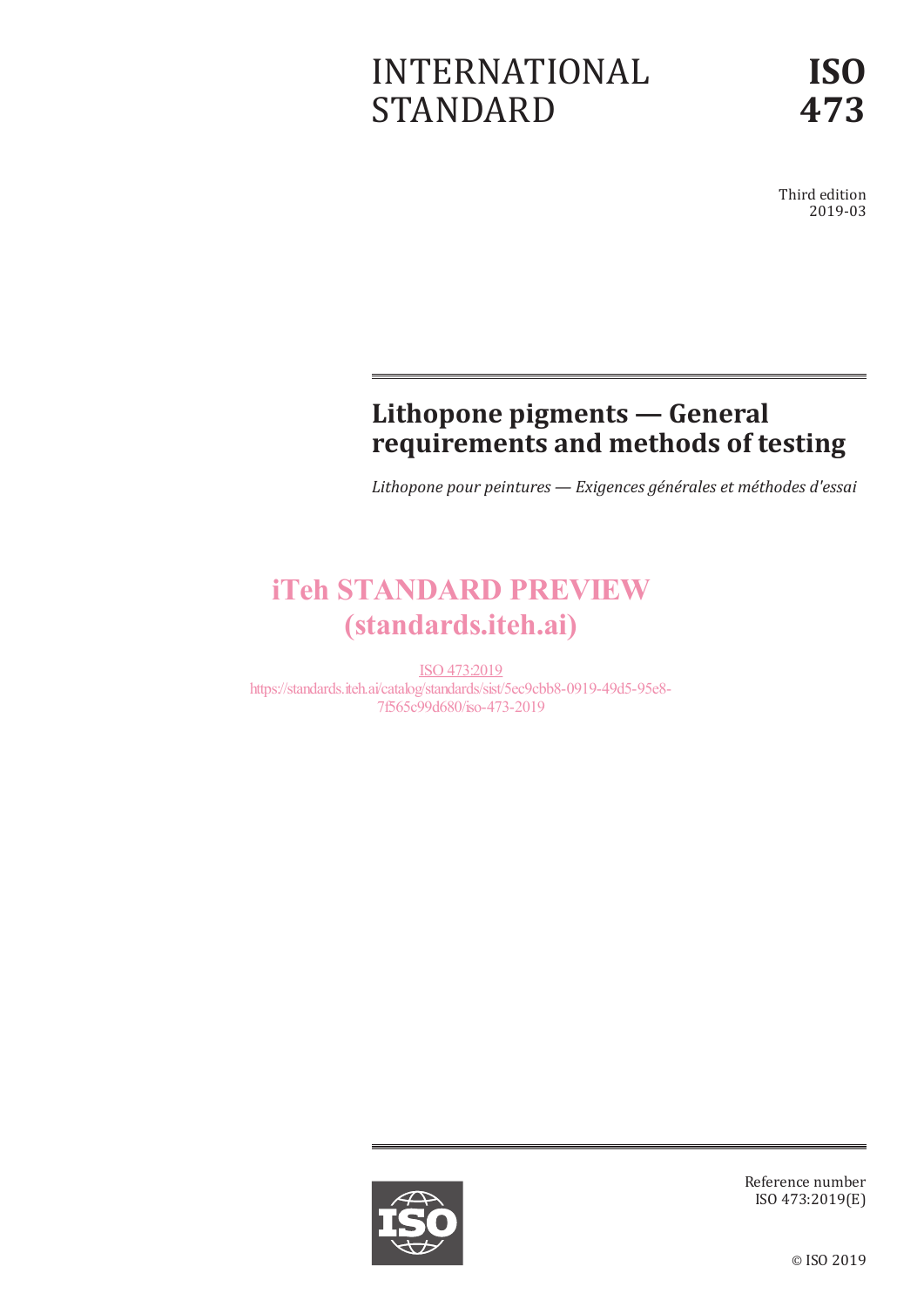# INTERNATIONAL STANDARD

**ISO 473**

Third edition
2019-03

## Lithopone pigments — General requirements and methods of testing

*Lithopone pour peintures — Exigences générales et méthodes d'essai*

iTeh STANDARD PREVIEW
(standards.iteh.ai)

ISO 473:2019
https://standards.iteh.ai/catalog/standards/sist/5ec9cbb8-0919-49d5-95e8-7f565c99d680/iso-473-2019

Reference number
ISO 473:2019(E)

© ISO 2019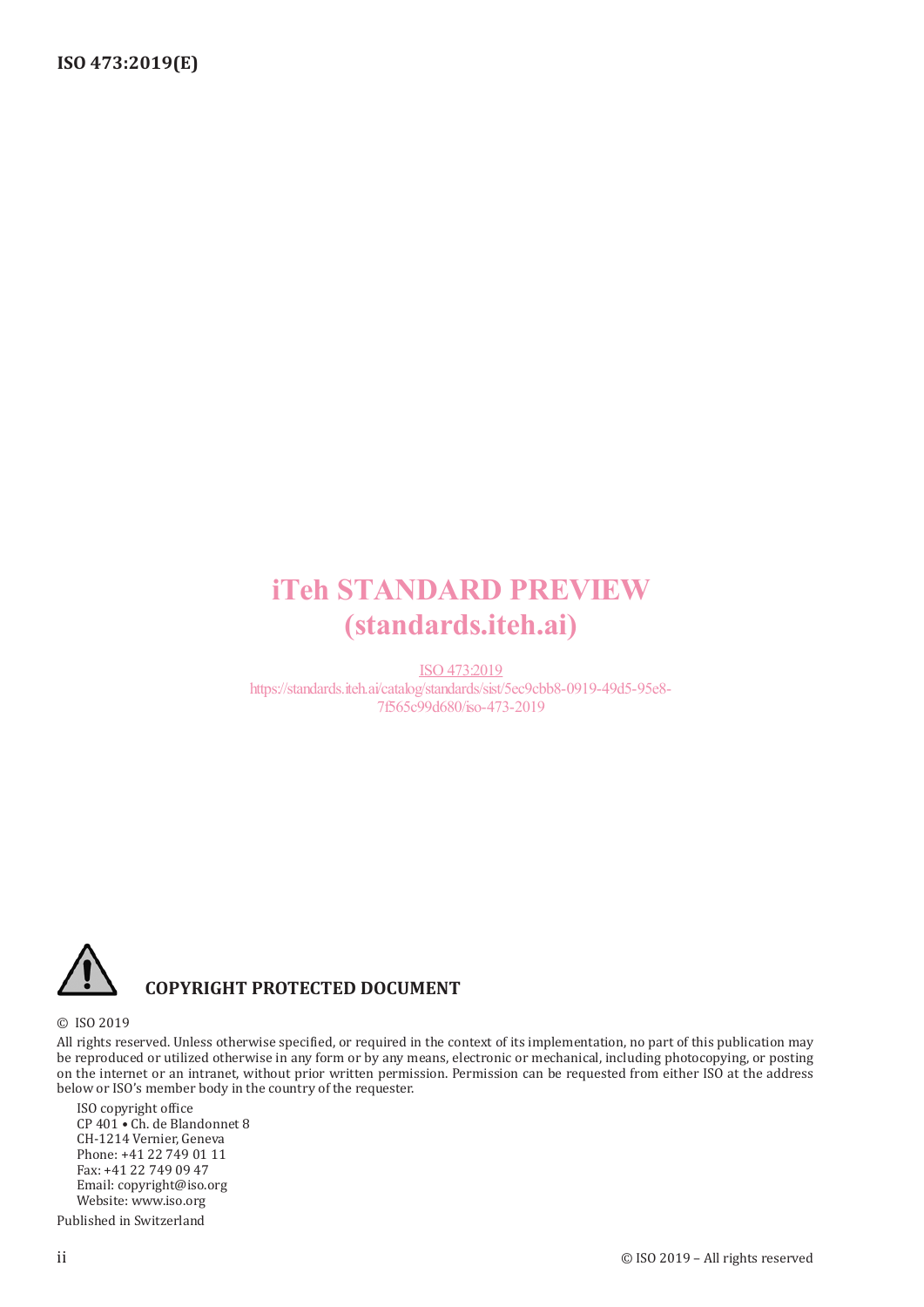iTeh STANDARD PREVIEW
(standards.iteh.ai)

ISO 473:2019
https://standards.iteh.ai/catalog/standards/sist/5ec9cbb8-0919-49d5-95e8-7f565c99d680/iso-473-2019

**COPYRIGHT PROTECTED DOCUMENT**

© ISO 2019

All rights reserved. Unless otherwise specified, or required in the context of its implementation, no part of this publication may be reproduced or utilized otherwise in any form or by any means, electronic or mechanical, including photocopying, or posting on the internet or an intranet, without prior written permission. Permission can be requested from either ISO at the address below or ISO's member body in the country of the requester.

ISO copyright office
CP 401 • Ch. de Blandonnet 8
CH-1214 Vernier, Geneva
Phone: +41 22 749 01 11
Fax: +41 22 749 09 47
Email: copyright@iso.org
Website: www.iso.org

Published in Switzerland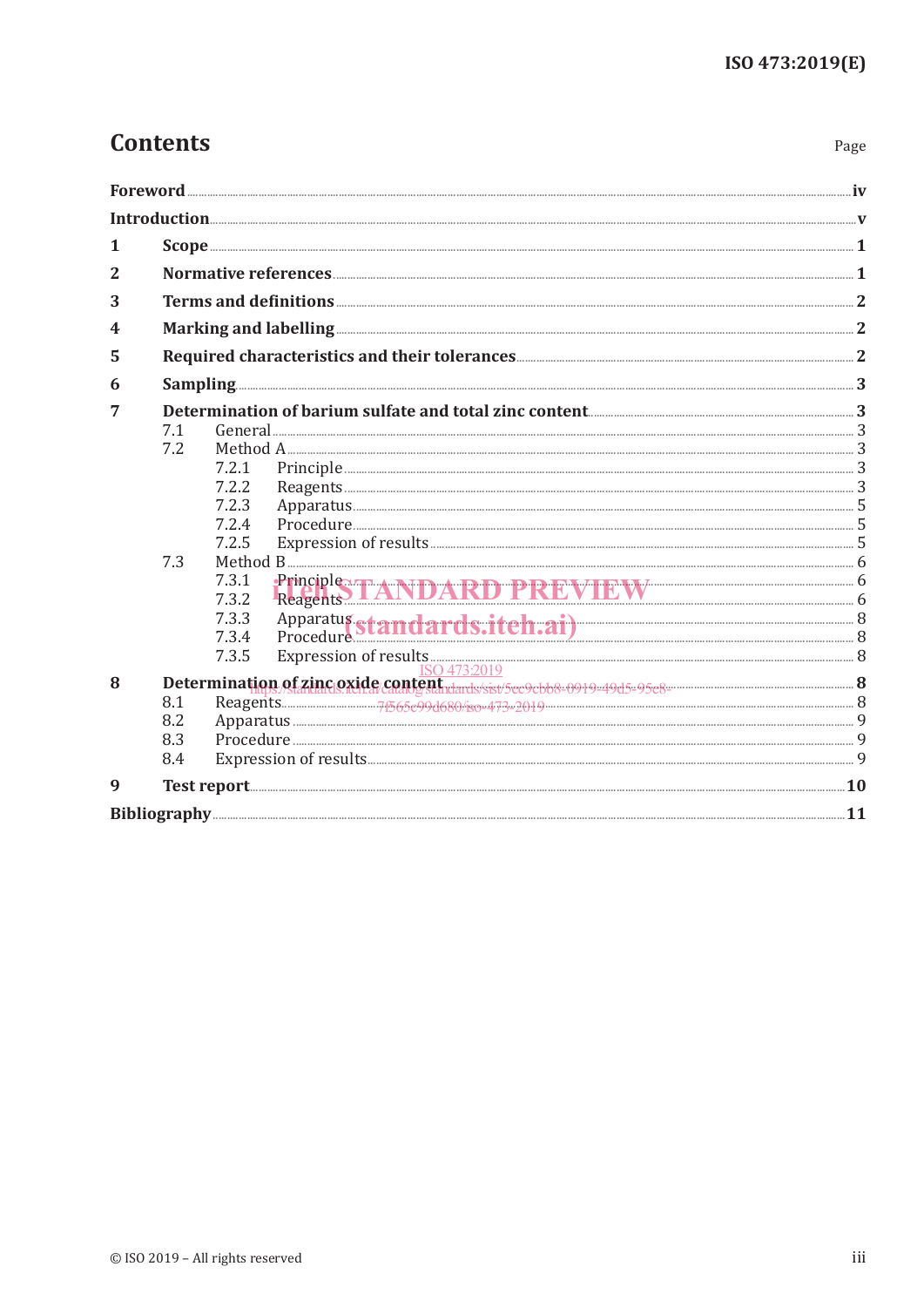# Contents

Page

Foreword ... iv

Introduction ... v

1 Scope ... 1

2 Normative references ... 1

3 Terms and definitions ... 2

4 Marking and labelling ... 2

5 Required characteristics and their tolerances ... 2

6 Sampling ... 3

7 Determination of barium sulfate and total zinc content ... 3

- 7.1 General ... 3
- 7.2 Method A ... 3
  - 7.2.1 Principle ... 3
  - 7.2.2 Reagents ... 3
  - 7.2.3 Apparatus ... 5
  - 7.2.4 Procedure ... 5
  - 7.2.5 Expression of results ... 5
- 7.3 Method B ... 6
  - 7.3.1 Principle ... 6
  - 7.3.2 Reagents ... 6
  - 7.3.3 Apparatus ... 8
  - 7.3.4 Procedure ... 8
  - 7.3.5 Expression of results ... 8

8 Determination of zinc oxide content ... 8

- 8.1 Reagents ... 8
- 8.2 Apparatus ... 9
- 8.3 Procedure ... 9
- 8.4 Expression of results ... 9

9 Test report ... 10

Bibliography ... 11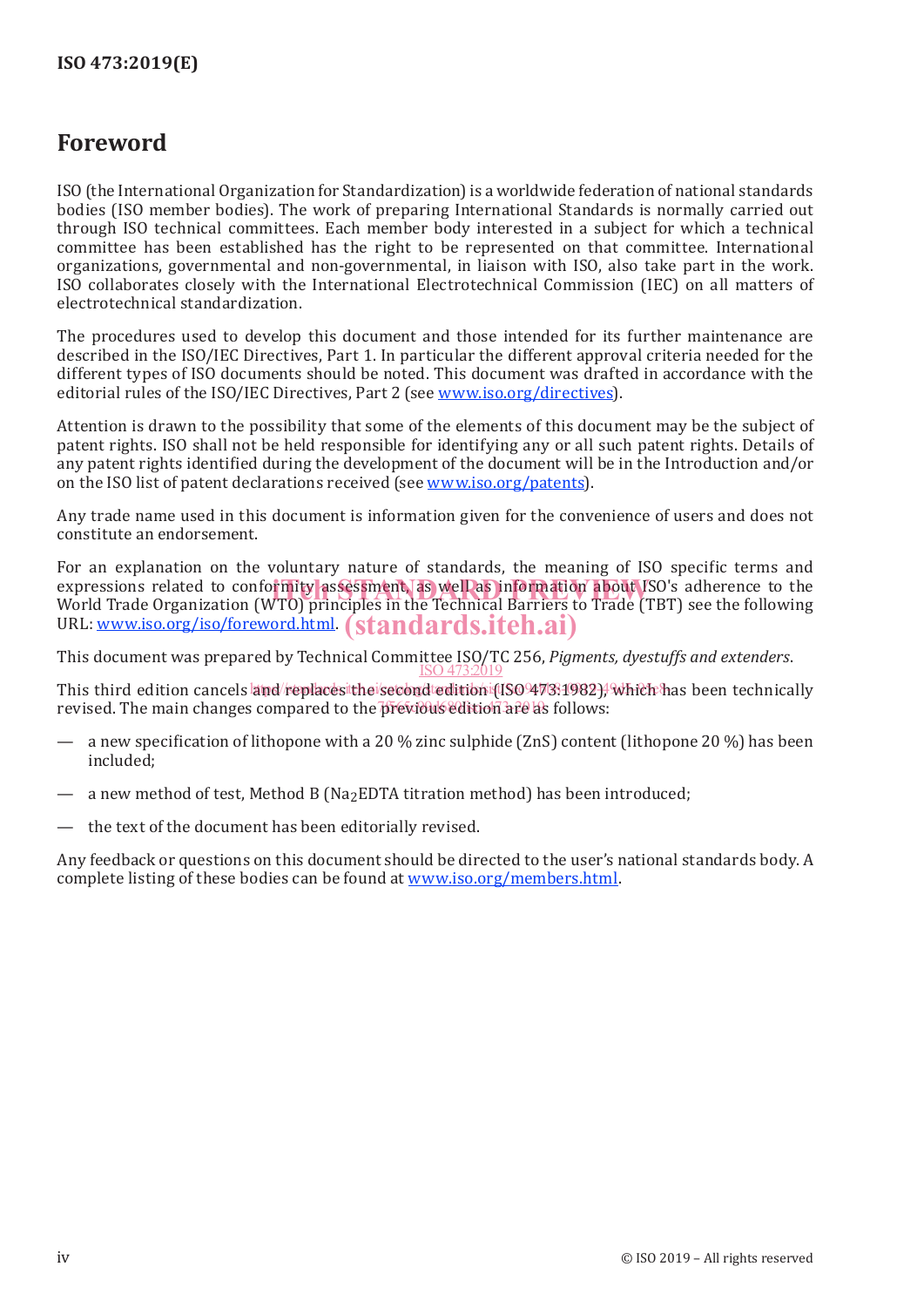# Foreword

ISO (the International Organization for Standardization) is a worldwide federation of national standards bodies (ISO member bodies). The work of preparing International Standards is normally carried out through ISO technical committees. Each member body interested in a subject for which a technical committee has been established has the right to be represented on that committee. International organizations, governmental and non-governmental, in liaison with ISO, also take part in the work. ISO collaborates closely with the International Electrotechnical Commission (IEC) on all matters of electrotechnical standardization.

The procedures used to develop this document and those intended for its further maintenance are described in the ISO/IEC Directives, Part 1. In particular the different approval criteria needed for the different types of ISO documents should be noted. This document was drafted in accordance with the editorial rules of the ISO/IEC Directives, Part 2 (see www.iso.org/directives).

Attention is drawn to the possibility that some of the elements of this document may be the subject of patent rights. ISO shall not be held responsible for identifying any or all such patent rights. Details of any patent rights identified during the development of the document will be in the Introduction and/or on the ISO list of patent declarations received (see www.iso.org/patents).

Any trade name used in this document is information given for the convenience of users and does not constitute an endorsement.

For an explanation on the voluntary nature of standards, the meaning of ISO specific terms and expressions related to conformity assessment, as well as information about ISO's adherence to the World Trade Organization (WTO) principles in the Technical Barriers to Trade (TBT) see the following URL: www.iso.org/iso/foreword.html.

This document was prepared by Technical Committee ISO/TC 256, *Pigments, dyestuffs and extenders*.

This third edition cancels and replaces the second edition (ISO 473:1982), which has been technically revised. The main changes compared to the previous edition are as follows:

— a new specification of lithopone with a 20 % zinc sulphide (ZnS) content (lithopone 20 %) has been included;

— a new method of test, Method B ($Na_2$EDTA titration method) has been introduced;

— the text of the document has been editorially revised.

Any feedback or questions on this document should be directed to the user's national standards body. A complete listing of these bodies can be found at www.iso.org/members.html.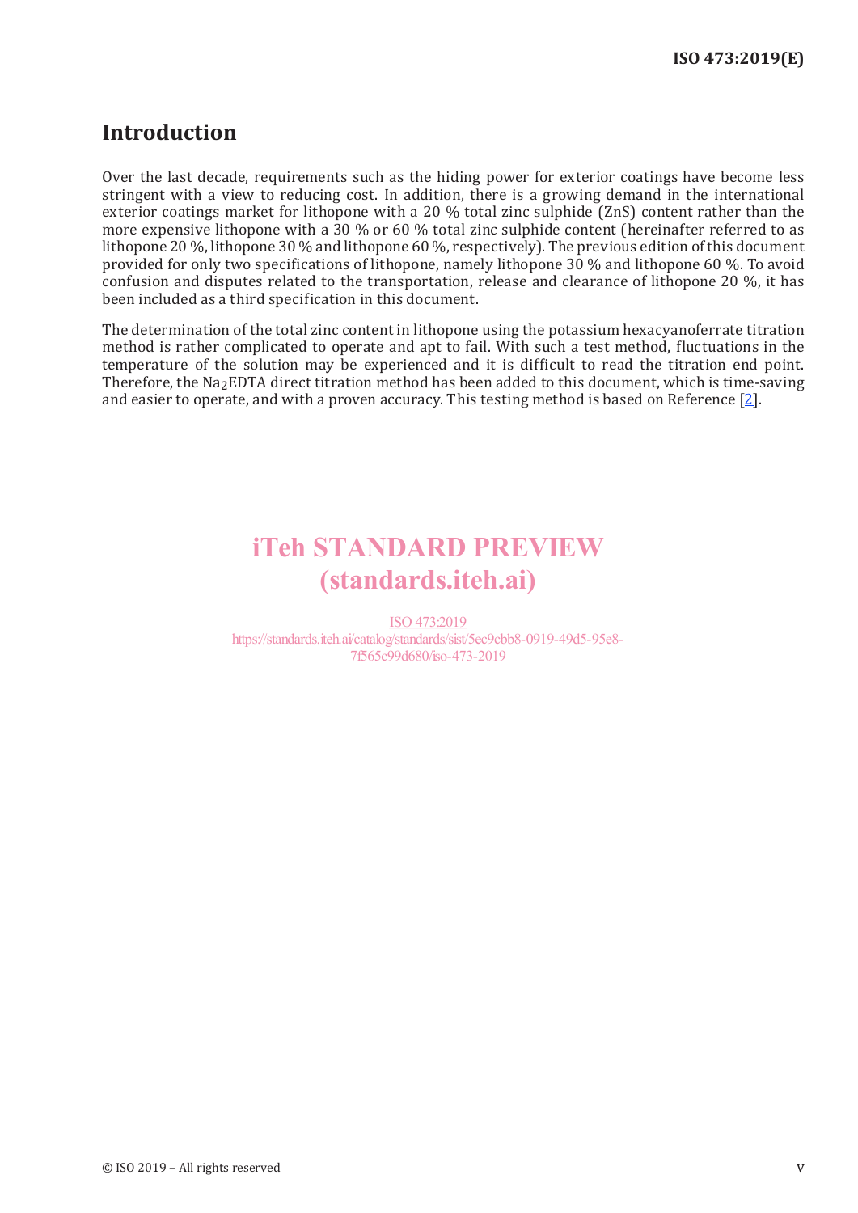# Introduction

Over the last decade, requirements such as the hiding power for exterior coatings have become less stringent with a view to reducing cost. In addition, there is a growing demand in the international exterior coatings market for lithopone with a 20 % total zinc sulphide (ZnS) content rather than the more expensive lithopone with a 30 % or 60 % total zinc sulphide content (hereinafter referred to as lithopone 20 %, lithopone 30 % and lithopone 60 %, respectively). The previous edition of this document provided for only two specifications of lithopone, namely lithopone 30 % and lithopone 60 %. To avoid confusion and disputes related to the transportation, release and clearance of lithopone 20 %, it has been included as a third specification in this document.

The determination of the total zinc content in lithopone using the potassium hexacyanoferrate titration method is rather complicated to operate and apt to fail. With such a test method, fluctuations in the temperature of the solution may be experienced and it is difficult to read the titration end point. Therefore, the $Na_2EDTA$ direct titration method has been added to this document, which is time-saving and easier to operate, and with a proven accuracy. This testing method is based on Reference [2].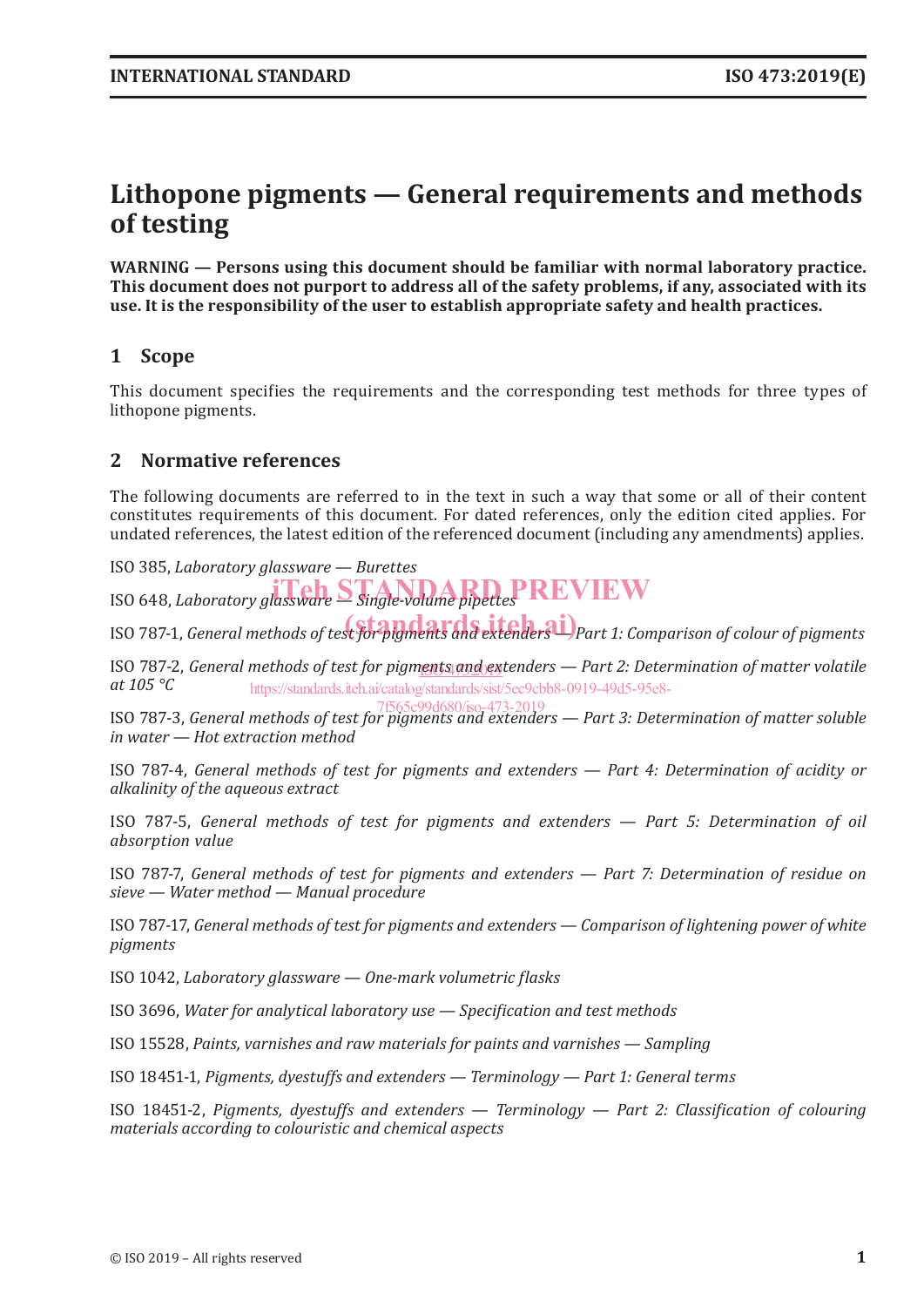# Lithopone pigments — General requirements and methods of testing

**WARNING — Persons using this document should be familiar with normal laboratory practice. This document does not purport to address all of the safety problems, if any, associated with its use. It is the responsibility of the user to establish appropriate safety and health practices.**

## 1 Scope

This document specifies the requirements and the corresponding test methods for three types of lithopone pigments.

## 2 Normative references

The following documents are referred to in the text in such a way that some or all of their content constitutes requirements of this document. For dated references, only the edition cited applies. For undated references, the latest edition of the referenced document (including any amendments) applies.

ISO 385, *Laboratory glassware — Burettes*

ISO 648, *Laboratory glassware — Single-volume pipettes*

ISO 787-1, *General methods of test for pigments and extenders — Part 1: Comparison of colour of pigments*

ISO 787-2, *General methods of test for pigments and extenders — Part 2: Determination of matter volatile at 105 °C*

ISO 787-3, *General methods of test for pigments and extenders — Part 3: Determination of matter soluble in water — Hot extraction method*

ISO 787-4, *General methods of test for pigments and extenders — Part 4: Determination of acidity or alkalinity of the aqueous extract*

ISO 787-5, *General methods of test for pigments and extenders — Part 5: Determination of oil absorption value*

ISO 787-7, *General methods of test for pigments and extenders — Part 7: Determination of residue on sieve — Water method — Manual procedure*

ISO 787-17, *General methods of test for pigments and extenders — Comparison of lightening power of white pigments*

ISO 1042, *Laboratory glassware — One-mark volumetric flasks*

ISO 3696, *Water for analytical laboratory use — Specification and test methods*

ISO 15528, *Paints, varnishes and raw materials for paints and varnishes — Sampling*

ISO 18451-1, *Pigments, dyestuffs and extenders — Terminology — Part 1: General terms*

ISO 18451-2, *Pigments, dyestuffs and extenders — Terminology — Part 2: Classification of colouring materials according to colouristic and chemical aspects*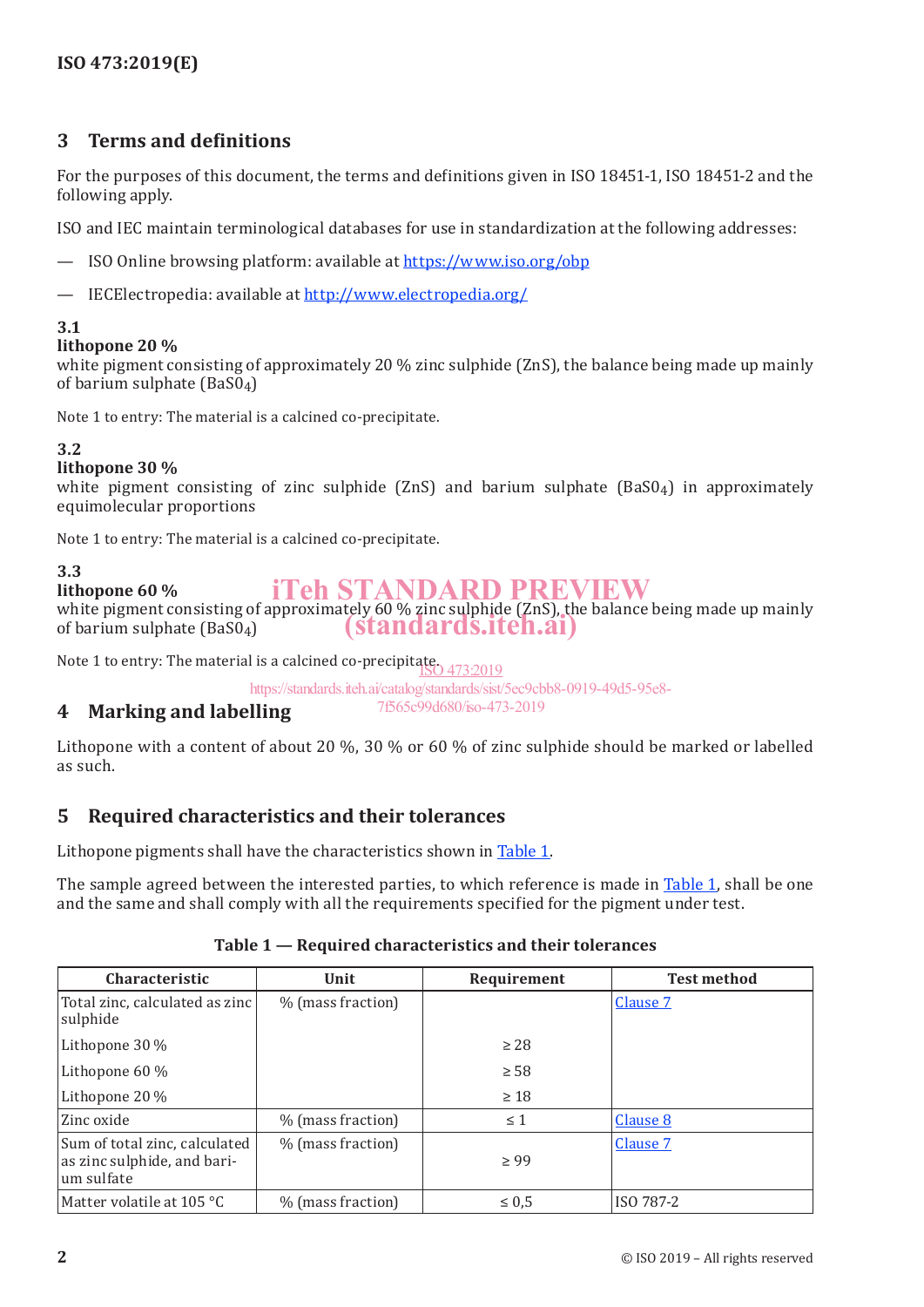## 3 Terms and definitions

For the purposes of this document, the terms and definitions given in ISO 18451-1, ISO 18451-2 and the following apply.

ISO and IEC maintain terminological databases for use in standardization at the following addresses:

— ISO Online browsing platform: available at https://www.iso.org/obp

— IECElectropedia: available at http://www.electropedia.org/

**3.1**
**lithopone 20 %**
white pigment consisting of approximately 20 % zinc sulphide (ZnS), the balance being made up mainly of barium sulphate ($BaSO_4$)

Note 1 to entry: The material is a calcined co-precipitate.

**3.2**
**lithopone 30 %**
white pigment consisting of zinc sulphide (ZnS) and barium sulphate ($BaSO_4$) in approximately equimolecular proportions

Note 1 to entry: The material is a calcined co-precipitate.

**3.3**
**lithopone 60 %**
white pigment consisting of approximately 60 % zinc sulphide (ZnS), the balance being made up mainly of barium sulphate ($BaSO_4$)

Note 1 to entry: The material is a calcined co-precipitate.

## 4 Marking and labelling

Lithopone with a content of about 20 %, 30 % or 60 % of zinc sulphide should be marked or labelled as such.

## 5 Required characteristics and their tolerances

Lithopone pigments shall have the characteristics shown in Table 1.

The sample agreed between the interested parties, to which reference is made in Table 1, shall be one and the same and shall comply with all the requirements specified for the pigment under test.

**Table 1 — Required characteristics and their tolerances**

| Characteristic | Unit | Requirement | Test method |
|---|---|---|---|
| Total zinc, calculated as zinc sulphide | % (mass fraction) | | Clause 7 |
| Lithopone 30 % | | ≥ 28 | |
| Lithopone 60 % | | ≥ 58 | |
| Lithopone 20 % | | ≥ 18 | |
| Zinc oxide | % (mass fraction) | ≤ 1 | Clause 8 |
| Sum of total zinc, calculated as zinc sulphide, and barium sulfate | % (mass fraction) | ≥ 99 | Clause 7 |
| Matter volatile at 105 °C | % (mass fraction) | ≤ 0,5 | ISO 787-2 |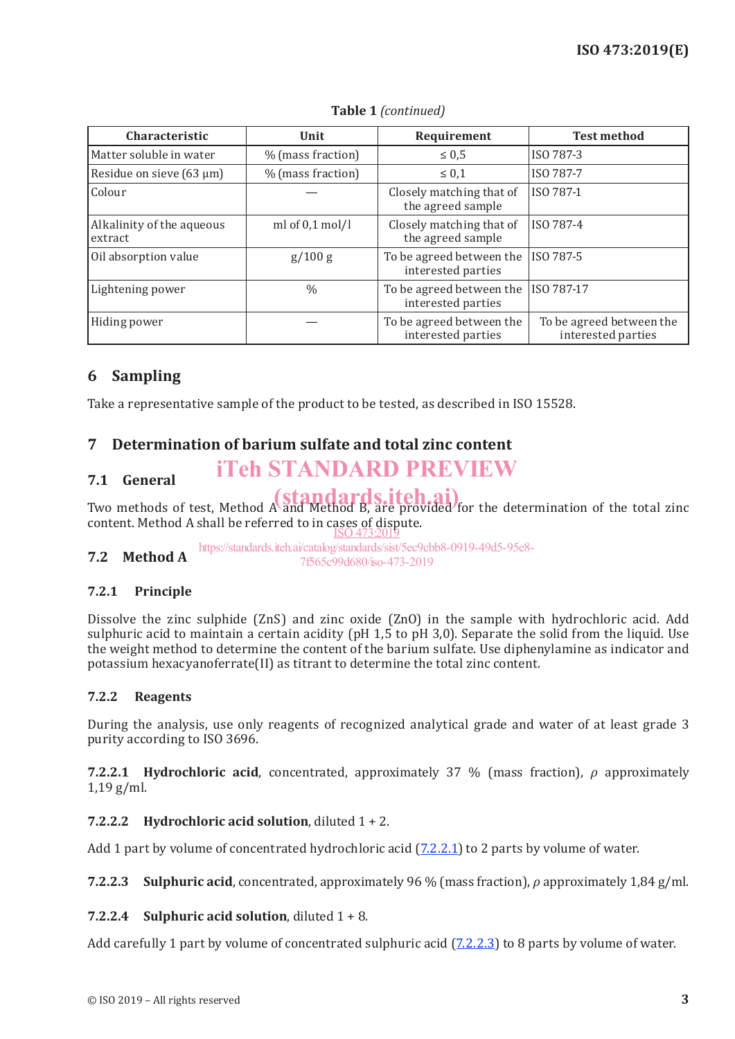**Table 1** *(continued)*

| Characteristic | Unit | Requirement | Test method |
|---|---|---|---|
| Matter soluble in water | % (mass fraction) | ≤ 0,5 | ISO 787-3 |
| Residue on sieve (63 µm) | % (mass fraction) | ≤ 0,1 | ISO 787-7 |
| Colour | — | Closely matching that of the agreed sample | ISO 787-1 |
| Alkalinity of the aqueous extract | ml of 0,1 mol/l | Closely matching that of the agreed sample | ISO 787-4 |
| Oil absorption value | g/100 g | To be agreed between the interested parties | ISO 787-5 |
| Lightening power | % | To be agreed between the interested parties | ISO 787-17 |
| Hiding power | — | To be agreed between the interested parties | To be agreed between the interested parties |

## 6 Sampling

Take a representative sample of the product to be tested, as described in ISO 15528.

## 7 Determination of barium sulfate and total zinc content

### 7.1 General

Two methods of test, Method A and Method B, are provided for the determination of the total zinc content. Method A shall be referred to in cases of dispute.

### 7.2 Method A

#### 7.2.1 Principle

Dissolve the zinc sulphide ($ZnS$) and zinc oxide ($ZnO$) in the sample with hydrochloric acid. Add sulphuric acid to maintain a certain acidity (pH 1,5 to pH 3,0). Separate the solid from the liquid. Use the weight method to determine the content of the barium sulfate. Use diphenylamine as indicator and potassium hexacyanoferrate(II) as titrant to determine the total zinc content.

#### 7.2.2 Reagents

During the analysis, use only reagents of recognized analytical grade and water of at least grade 3 purity according to ISO 3696.

**7.2.2.1 Hydrochloric acid**, concentrated, approximately 37 % (mass fraction), $\rho$ approximately 1,19 g/ml.

**7.2.2.2 Hydrochloric acid solution**, diluted 1 + 2.

Add 1 part by volume of concentrated hydrochloric acid (7.2.2.1) to 2 parts by volume of water.

**7.2.2.3 Sulphuric acid**, concentrated, approximately 96 % (mass fraction), $\rho$ approximately 1,84 g/ml.

**7.2.2.4 Sulphuric acid solution**, diluted 1 + 8.

Add carefully 1 part by volume of concentrated sulphuric acid (7.2.2.3) to 8 parts by volume of water.